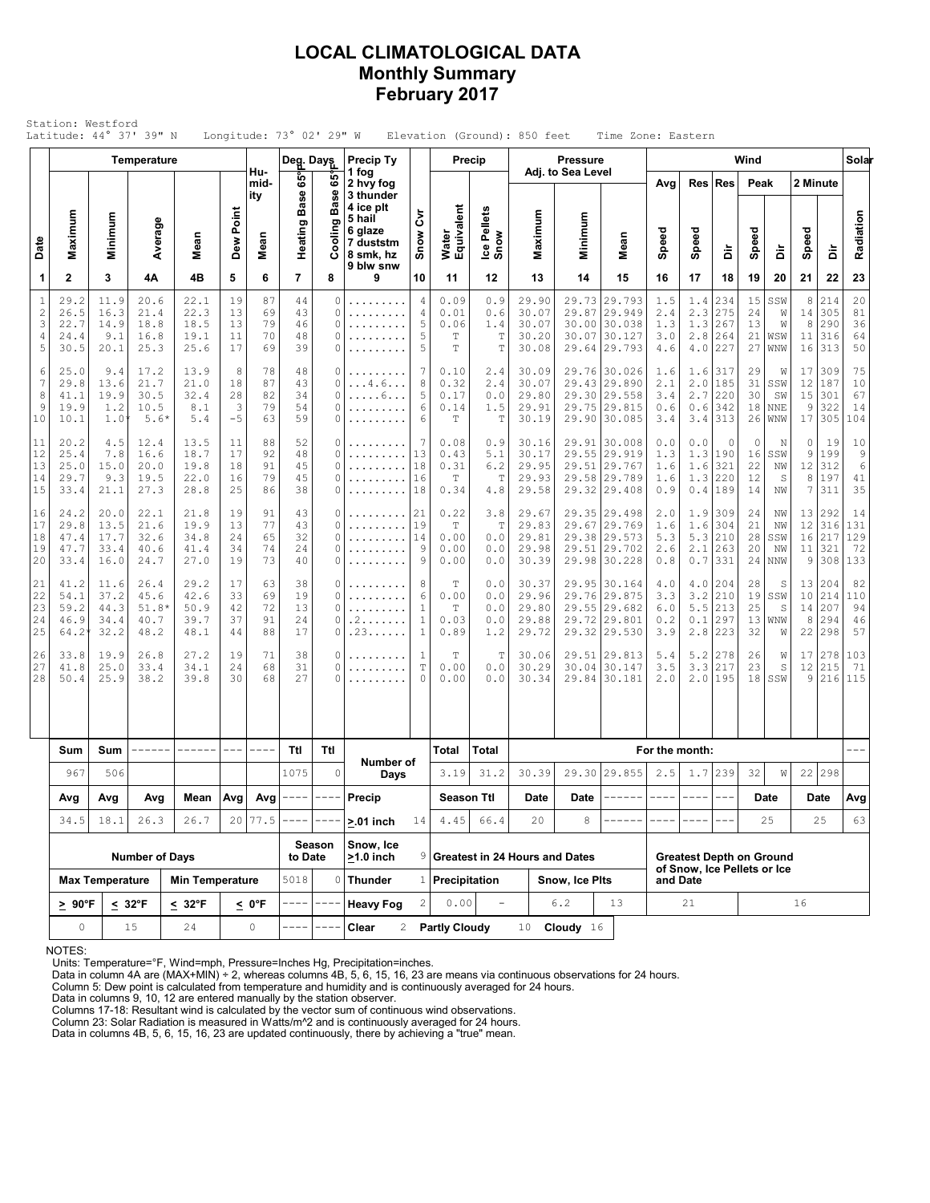# LOCAL CLIMATOLOGICAL DATA
## Monthly Summary
## February 2017

Station: Westford
Latitude: 44° 37' 39" N   Longitude: 73° 02' 29" W   Elevation (Ground): 850 feet   Time Zone: Eastern

| Date | Temperature Maximum | Temperature Minimum | Temperature Average | Temperature Mean | Dew Point | Humidity Mean | Deg. Days Heating Base 65°F | Deg. Days Cooling Base 65°F | Precip Ty (1 fog, 2 hvy fog, 3 thunder, 4 ice plt, 5 hail, 6 glaze, 7 duststm, 8 smk, hz, 9 blw snw) | Snow Cvr | Precip Water Equivalent | Precip Ice Pellets Snow | Pressure Adj. to Sea Level Maximum | Pressure Minimum | Pressure Mean | Wind Avg Speed | Wind Res Speed | Wind Res Dir | Wind Peak Speed | Wind Peak Dir | Wind 2 Minute Speed | Wind 2 Minute Dir | Solar Radiation |
|---|---|---|---|---|---|---|---|---|---|---|---|---|---|---|---|---|---|---|---|---|---|---|---|
| 1 | 2 | 3 | 4A | 4B | 5 | 6 | 7 | 8 | 9 | 10 | 11 | 12 | 13 | 14 | 15 | 16 | 17 | 18 | 19 | 20 | 21 | 22 | 23 |
| 1 | 29.2 | 11.9 | 20.6 | 22.1 | 19 | 87 | 44 | 0 | ......... | 4 | 0.09 | 0.9 | 29.90 | 29.73 | 29.793 | 1.5 | 1.4 | 234 | 15 | SSW | 8 | 214 | 20 |
| 2 | 26.5 | 16.3 | 21.4 | 22.3 | 13 | 69 | 43 | 0 | ......... | 4 | 0.01 | 0.6 | 30.07 | 29.87 | 29.949 | 2.4 | 2.3 | 275 | 24 | W | 14 | 305 | 81 |
| 3 | 22.7 | 14.9 | 18.8 | 18.5 | 13 | 79 | 46 | 0 | ......... | 5 | 0.06 | 1.4 | 30.07 | 30.00 | 30.038 | 1.3 | 1.3 | 267 | 13 | W | 8 | 290 | 36 |
| 4 | 24.4 | 9.1 | 16.8 | 19.1 | 11 | 70 | 48 | 0 | ......... | 5 | T | T | 30.20 | 30.07 | 30.127 | 3.0 | 2.8 | 264 | 21 | WSW | 11 | 316 | 64 |
| 5 | 30.5 | 20.1 | 25.3 | 25.6 | 17 | 69 | 39 | 0 | ......... | 5 | T | T | 30.08 | 29.64 | 29.793 | 4.6 | 4.0 | 227 | 27 | WNW | 16 | 313 | 50 |
| 6 | 25.0 | 9.4 | 17.2 | 13.9 | 8 | 78 | 48 | 0 | ......... | 7 | 0.10 | 2.4 | 30.09 | 29.76 | 30.026 | 1.6 | 1.6 | 317 | 29 | W | 17 | 309 | 75 |
| 7 | 29.8 | 13.6 | 21.7 | 21.0 | 18 | 87 | 43 | 0 | ...4.6... | 8 | 0.32 | 2.4 | 30.07 | 29.43 | 29.890 | 2.1 | 2.0 | 185 | 31 | SSW | 12 | 187 | 10 |
| 8 | 41.1 | 19.9 | 30.5 | 32.4 | 28 | 82 | 34 | 0 | .....6... | 5 | 0.17 | 0.0 | 29.80 | 29.30 | 29.558 | 3.4 | 2.7 | 220 | 30 | SW | 15 | 301 | 67 |
| 9 | 19.9 | 1.2 | 10.5 | 8.1 | 3 | 79 | 54 | 0 | ......... | 6 | 0.14 | 1.5 | 29.91 | 29.75 | 29.815 | 0.6 | 0.6 | 342 | 18 | NNE | 9 | 322 | 14 |
| 10 | 10.1 | 1.0* | 5.6* | 5.4 | -5 | 63 | 59 | 0 | ......... | 6 | T | T | 30.19 | 29.90 | 30.085 | 3.4 | 3.4 | 313 | 26 | WNW | 17 | 305 | 104 |
| 11 | 20.2 | 4.5 | 12.4 | 13.5 | 11 | 88 | 52 | 0 | ......... | 7 | 0.08 | 0.9 | 30.16 | 29.91 | 30.008 | 0.0 | 0.0 | 0 | 0 | N | 0 | 19 | 10 |
| 12 | 25.4 | 7.8 | 16.6 | 18.7 | 17 | 92 | 48 | 0 | ......... | 13 | 0.43 | 5.1 | 30.17 | 29.55 | 29.919 | 1.3 | 1.3 | 190 | 16 | SSW | 9 | 199 | 9 |
| 13 | 25.0 | 15.0 | 20.0 | 19.8 | 18 | 91 | 45 | 0 | ......... | 18 | 0.31 | 6.2 | 29.95 | 29.51 | 29.767 | 1.6 | 1.6 | 321 | 22 | NW | 12 | 312 | 6 |
| 14 | 29.7 | 9.3 | 19.5 | 22.0 | 16 | 79 | 45 | 0 | ......... | 16 | T | T | 29.93 | 29.58 | 29.789 | 1.6 | 1.3 | 220 | 12 | S | 8 | 197 | 41 |
| 15 | 33.4 | 21.1 | 27.3 | 28.8 | 25 | 86 | 38 | 0 | ......... | 18 | 0.34 | 4.8 | 29.58 | 29.32 | 29.408 | 0.9 | 0.4 | 189 | 14 | NW | 7 | 311 | 35 |
| 16 | 24.2 | 20.0 | 22.1 | 21.8 | 19 | 91 | 43 | 0 | ......... | 21 | 0.22 | 3.8 | 29.67 | 29.35 | 29.498 | 2.0 | 1.9 | 309 | 24 | NW | 13 | 292 | 14 |
| 17 | 29.8 | 13.5 | 21.6 | 19.9 | 13 | 77 | 43 | 0 | ......... | 19 | T | T | 29.83 | 29.67 | 29.769 | 1.6 | 1.6 | 304 | 21 | NW | 12 | 316 | 131 |
| 18 | 47.4 | 17.7 | 32.6 | 34.8 | 24 | 65 | 32 | 0 | ......... | 14 | 0.00 | 0.0 | 29.81 | 29.38 | 29.573 | 5.3 | 5.3 | 210 | 28 | SSW | 16 | 217 | 129 |
| 19 | 47.7 | 33.4 | 40.6 | 41.4 | 34 | 74 | 24 | 0 | ......... | 9 | 0.00 | 0.0 | 29.98 | 29.51 | 29.702 | 2.6 | 2.1 | 263 | 20 | NW | 11 | 321 | 72 |
| 20 | 33.4 | 16.0 | 24.7 | 27.0 | 19 | 73 | 40 | 0 | ......... | 9 | 0.00 | 0.0 | 30.39 | 29.98 | 30.228 | 0.8 | 0.7 | 331 | 24 | NNW | 9 | 308 | 133 |
| 21 | 41.2 | 11.6 | 26.4 | 29.2 | 17 | 63 | 38 | 0 | ......... | 8 | T | 0.0 | 30.37 | 29.95 | 30.164 | 4.0 | 4.0 | 204 | 28 | S | 13 | 204 | 82 |
| 22 | 54.1 | 37.2 | 45.6 | 42.6 | 33 | 69 | 19 | 0 | ......... | 6 | 0.00 | 0.0 | 29.96 | 29.76 | 29.875 | 3.3 | 3.2 | 210 | 19 | SSW | 10 | 214 | 110 |
| 23 | 59.2 | 44.3 | 51.8* | 50.9 | 42 | 72 | 13 | 0 | ......... | 1 | T | 0.0 | 29.80 | 29.55 | 29.682 | 6.0 | 5.5 | 213 | 25 | S | 14 | 207 | 94 |
| 24 | 46.9 | 34.4 | 40.7 | 39.7 | 37 | 91 | 24 | 0 | .2....... | 1 | 0.03 | 0.0 | 29.88 | 29.72 | 29.801 | 0.2 | 0.1 | 297 | 13 | WNW | 8 | 294 | 46 |
| 25 | 64.2* | 32.2 | 48.2 | 48.1 | 44 | 88 | 17 | 0 | .23...... | 1 | 0.89 | 1.2 | 29.72 | 29.32 | 29.530 | 3.9 | 2.8 | 223 | 32 | W | 22 | 298 | 57 |
| 26 | 33.8 | 19.9 | 26.8 | 27.2 | 19 | 71 | 38 | 0 | ......... | 1 | T | T | 30.06 | 29.51 | 29.813 | 5.4 | 5.2 | 278 | 26 | W | 17 | 278 | 103 |
| 27 | 41.8 | 25.0 | 33.4 | 34.1 | 24 | 68 | 31 | 0 | ......... | T | 0.00 | 0.0 | 30.29 | 30.04 | 30.147 | 3.5 | 3.3 | 217 | 23 | S | 12 | 215 | 71 |
| 28 | 50.4 | 25.9 | 38.2 | 39.8 | 30 | 68 | 27 | 0 | ......... | 0 | 0.00 | 0.0 | 30.34 | 29.84 | 30.181 | 2.0 | 2.0 | 195 | 18 | SSW | 9 | 216 | 115 |

| | Sum | Sum | ------ | ------ | --- | ---- | Ttl | Ttl | Number of Days | | Total | Total | For the month: | | | | | | | | | | --- |
|---|---|---|---|---|---|---|---|---|---|---|---|---|---|---|---|---|---|---|---|---|---|---|---|
| | 967 | 506 | | | | | 1075 | 0 | | | 3.19 | 31.2 | 30.39 | 29.30 | 29.855 | 2.5 | 1.7 | 239 | 32 | W | 22 | 298 | |
| | Avg | Avg | Avg | Mean | Avg | Avg | ---- | ---- | Precip | | Season Ttl | | Date | Date | ------ | ---- | ---- | --- | Date | | Date | | Avg |
| | 34.5 | 18.1 | 26.3 | 26.7 | 20 | 77.5 | ---- | ---- | >.01 inch | 14 | 4.45 | 66.4 | 20 | 8 | ------ | ---- | ---- | --- | 25 | | 25 | | 63 |

| Number of Days | | | | Season to Date | | Snow, Ice >1.0 inch | 9 | Greatest in 24 Hours and Dates | | | | Greatest Depth on Ground of Snow, Ice Pellets or Ice and Date | |
|---|---|---|---|---|---|---|---|---|---|---|---|---|---|
| Max Temperature | | Min Temperature | | 5018 | 0 | Thunder | 1 | Precipitation | | Snow, Ice Plts | | | |
| > 90°F | < 32°F | < 32°F | < 0°F | ---- | ---- | Heavy Fog | 2 | 0.00 | - | 6.2 | 13 | 21 | 16 |
| 0 | 15 | 24 | 0 | ---- | ---- | Clear | 2 | Partly Cloudy | 10 | Cloudy | 16 | | |

NOTES:
Units: Temperature=°F, Wind=mph, Pressure=Inches Hg, Precipitation=inches.
Data in column 4A are (MAX+MIN) ÷ 2, whereas columns 4B, 5, 6, 15, 16, 23 are means via continuous observations for 24 hours.
Column 5: Dew point is calculated from temperature and humidity and is continuously averaged for 24 hours.
Data in columns 9, 10, 12 are entered manually by the station observer.
Columns 17-18: Resultant wind is calculated by the vector sum of continuous wind observations.
Column 23: Solar Radiation is measured in Watts/m^2 and is continuously averaged for 24 hours.
Data in columns 4B, 5, 6, 15, 16, 23 are updated continuously, there by achieving a "true" mean.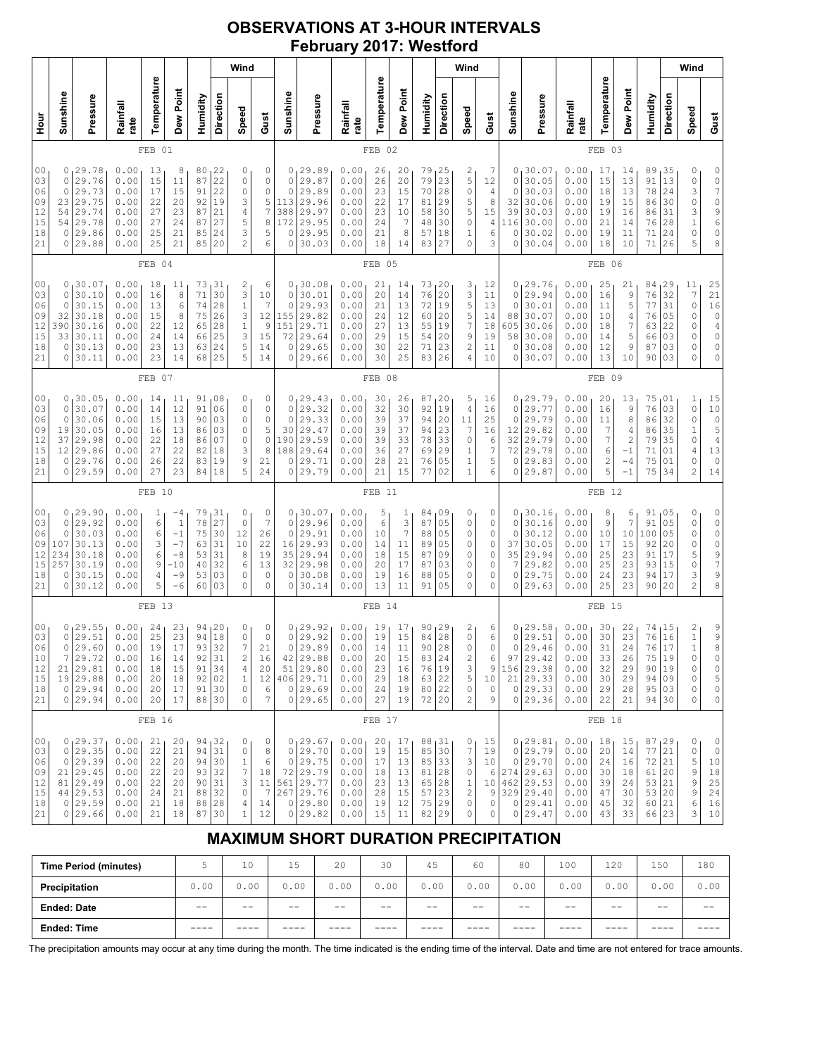# OBSERVATIONS AT 3-HOUR INTERVALS
## February 2017: Westford

| Hour | Sunshine | Pressure | Rainfall rate | Temperature | Dew Point | Humidity | Wind Direction | Wind Speed | Wind Gust | Sunshine | Pressure | Rainfall rate | Temperature | Dew Point | Humidity | Wind Direction | Wind Speed | Wind Gust | Sunshine | Pressure | Rainfall rate | Temperature | Dew Point | Humidity | Wind Direction | Wind Speed | Wind Gust |
|---|---|---|---|---|---|---|---|---|---|---|---|---|---|---|---|---|---|---|---|---|---|---|---|---|---|---|---|
| | FEB 01 | | | | | | | | | FEB 02 | | | | | | | | | FEB 03 | | | | | | | | |
| 00 | 0 | 29.78 | 0.00 | 13 | 8 | 80 | 22 | 0 | 0 | 0 | 29.89 | 0.00 | 26 | 20 | 79 | 25 | 2 | 7 | 0 | 30.07 | 0.00 | 17 | 14 | 89 | 35 | 0 | 0 |
| 03 | 0 | 29.76 | 0.00 | 15 | 11 | 87 | 22 | 0 | 0 | 0 | 29.87 | 0.00 | 26 | 20 | 79 | 23 | 5 | 12 | 0 | 30.05 | 0.00 | 15 | 13 | 91 | 13 | 0 | 0 |
| 06 | 0 | 29.73 | 0.00 | 17 | 15 | 91 | 22 | 0 | 0 | 0 | 29.89 | 0.00 | 23 | 15 | 70 | 28 | 0 | 4 | 0 | 30.03 | 0.00 | 18 | 13 | 78 | 24 | 3 | 7 |
| 09 | 23 | 29.75 | 0.00 | 22 | 20 | 92 | 19 | 3 | 5 | 113 | 29.96 | 0.00 | 22 | 17 | 81 | 29 | 5 | 8 | 32 | 30.06 | 0.00 | 19 | 15 | 86 | 30 | 0 | 0 |
| 12 | 54 | 29.74 | 0.00 | 27 | 23 | 87 | 21 | 4 | 7 | 388 | 29.97 | 0.00 | 23 | 10 | 58 | 30 | 5 | 15 | 39 | 30.03 | 0.00 | 19 | 16 | 86 | 31 | 3 | 9 |
| 15 | 54 | 29.78 | 0.00 | 27 | 24 | 87 | 27 | 5 | 8 | 172 | 29.95 | 0.00 | 24 | 7 | 48 | 30 | 0 | 4 | 116 | 30.00 | 0.00 | 21 | 14 | 76 | 28 | 1 | 6 |
| 18 | 0 | 29.86 | 0.00 | 25 | 21 | 85 | 24 | 3 | 5 | 0 | 29.95 | 0.00 | 21 | 8 | 57 | 18 | 1 | 6 | 0 | 30.02 | 0.00 | 19 | 11 | 71 | 24 | 0 | 0 |
| 21 | 0 | 29.88 | 0.00 | 25 | 21 | 85 | 20 | 2 | 6 | 0 | 30.03 | 0.00 | 18 | 14 | 83 | 27 | 0 | 3 | 0 | 30.04 | 0.00 | 18 | 10 | 71 | 26 | 5 | 8 |
| | FEB 04 | | | | | | | | | FEB 05 | | | | | | | | | FEB 06 | | | | | | | | |
| 00 | 0 | 30.07 | 0.00 | 18 | 11 | 73 | 31 | 2 | 6 | 0 | 30.08 | 0.00 | 21 | 14 | 73 | 20 | 3 | 12 | 0 | 29.76 | 0.00 | 25 | 21 | 84 | 29 | 11 | 25 |
| 03 | 0 | 30.10 | 0.00 | 16 | 8 | 71 | 30 | 3 | 10 | 0 | 30.01 | 0.00 | 20 | 14 | 76 | 20 | 3 | 11 | 0 | 29.94 | 0.00 | 16 | 9 | 76 | 32 | 7 | 21 |
| 06 | 0 | 30.15 | 0.00 | 13 | 6 | 74 | 28 | 1 | 7 | 0 | 29.93 | 0.00 | 21 | 13 | 72 | 19 | 5 | 13 | 0 | 30.01 | 0.00 | 11 | 5 | 77 | 31 | 0 | 16 |
| 09 | 32 | 30.18 | 0.00 | 15 | 8 | 75 | 26 | 3 | 12 | 155 | 29.82 | 0.00 | 24 | 12 | 60 | 20 | 5 | 14 | 88 | 30.07 | 0.00 | 10 | 4 | 76 | 05 | 0 | 0 |
| 12 | 390 | 30.16 | 0.00 | 22 | 12 | 65 | 28 | 1 | 9 | 151 | 29.71 | 0.00 | 27 | 13 | 55 | 19 | 7 | 18 | 605 | 30.06 | 0.00 | 18 | 7 | 63 | 22 | 0 | 4 |
| 15 | 33 | 30.11 | 0.00 | 24 | 14 | 66 | 25 | 3 | 15 | 72 | 29.64 | 0.00 | 29 | 15 | 54 | 20 | 9 | 19 | 58 | 30.08 | 0.00 | 14 | 5 | 66 | 03 | 0 | 0 |
| 18 | 0 | 30.13 | 0.00 | 23 | 13 | 63 | 24 | 5 | 14 | 0 | 29.65 | 0.00 | 30 | 22 | 71 | 23 | 2 | 11 | 0 | 30.08 | 0.00 | 12 | 9 | 87 | 03 | 0 | 0 |
| 21 | 0 | 30.11 | 0.00 | 23 | 14 | 68 | 25 | 5 | 14 | 0 | 29.66 | 0.00 | 30 | 25 | 83 | 26 | 4 | 10 | 0 | 30.07 | 0.00 | 13 | 10 | 90 | 03 | 0 | 0 |
| | FEB 07 | | | | | | | | | FEB 08 | | | | | | | | | FEB 09 | | | | | | | | |
| 00 | 0 | 30.05 | 0.00 | 14 | 11 | 91 | 08 | 0 | 0 | 0 | 29.43 | 0.00 | 30 | 26 | 87 | 20 | 5 | 16 | 0 | 29.79 | 0.00 | 20 | 13 | 75 | 01 | 1 | 15 |
| 03 | 0 | 30.07 | 0.00 | 14 | 12 | 91 | 06 | 0 | 0 | 0 | 29.32 | 0.00 | 32 | 30 | 92 | 19 | 4 | 16 | 0 | 29.77 | 0.00 | 16 | 9 | 76 | 03 | 0 | 10 |
| 06 | 0 | 30.06 | 0.00 | 15 | 13 | 90 | 03 | 0 | 0 | 0 | 29.33 | 0.00 | 39 | 37 | 94 | 20 | 11 | 25 | 0 | 29.79 | 0.00 | 11 | 8 | 86 | 32 | 0 | 0 |
| 09 | 19 | 30.05 | 0.00 | 16 | 13 | 86 | 03 | 0 | 5 | 30 | 29.47 | 0.00 | 39 | 37 | 94 | 23 | 7 | 16 | 12 | 29.82 | 0.00 | 7 | 4 | 86 | 35 | 1 | 5 |
| 12 | 37 | 29.98 | 0.00 | 22 | 18 | 86 | 07 | 0 | 0 | 190 | 29.59 | 0.00 | 39 | 33 | 78 | 33 | 0 | 6 | 32 | 29.79 | 0.00 | 7 | 2 | 79 | 35 | 0 | 4 |
| 15 | 12 | 29.86 | 0.00 | 27 | 22 | 82 | 18 | 3 | 8 | 188 | 29.64 | 0.00 | 36 | 27 | 69 | 29 | 1 | 7 | 72 | 29.78 | 0.00 | 6 | -1 | 71 | 01 | 4 | 13 |
| 18 | 0 | 29.76 | 0.00 | 26 | 22 | 83 | 19 | 9 | 21 | 0 | 29.71 | 0.00 | 28 | 21 | 76 | 05 | 1 | 5 | 0 | 29.83 | 0.00 | 2 | -4 | 75 | 01 | 0 | 0 |
| 21 | 0 | 29.59 | 0.00 | 27 | 23 | 84 | 18 | 5 | 24 | 0 | 29.79 | 0.00 | 21 | 15 | 77 | 02 | 1 | 6 | 0 | 29.87 | 0.00 | 5 | -1 | 75 | 34 | 2 | 14 |
| | FEB 10 | | | | | | | | | FEB 11 | | | | | | | | | FEB 12 | | | | | | | | |
| 00 | 0 | 29.90 | 0.00 | 1 | -4 | 79 | 31 | 0 | 0 | 0 | 30.07 | 0.00 | 5 | 1 | 84 | 09 | 0 | 0 | 0 | 30.16 | 0.00 | 8 | 6 | 91 | 05 | 0 | 0 |
| 03 | 0 | 29.92 | 0.00 | 6 | 1 | 78 | 27 | 0 | 7 | 0 | 29.96 | 0.00 | 6 | 3 | 87 | 05 | 0 | 0 | 0 | 30.16 | 0.00 | 9 | 7 | 91 | 05 | 0 | 0 |
| 06 | 0 | 30.03 | 0.00 | 6 | -1 | 75 | 30 | 12 | 26 | 0 | 29.91 | 0.00 | 10 | 7 | 88 | 05 | 0 | 0 | 0 | 30.12 | 0.00 | 10 | 10 | 100 | 05 | 0 | 0 |
| 09 | 107 | 30.13 | 0.00 | 3 | -7 | 63 | 31 | 10 | 22 | 16 | 29.93 | 0.00 | 14 | 11 | 89 | 05 | 0 | 0 | 37 | 30.05 | 0.00 | 17 | 15 | 92 | 20 | 0 | 0 |
| 12 | 234 | 30.18 | 0.00 | 6 | -8 | 53 | 31 | 8 | 19 | 35 | 29.94 | 0.00 | 18 | 15 | 87 | 09 | 0 | 0 | 35 | 29.94 | 0.00 | 25 | 23 | 91 | 17 | 0 | 9 |
| 15 | 257 | 30.19 | 0.00 | 9 | -10 | 40 | 32 | 6 | 13 | 32 | 29.98 | 0.00 | 20 | 17 | 87 | 03 | 0 | 0 | 7 | 29.82 | 0.00 | 25 | 23 | 93 | 15 | 0 | 7 |
| 18 | 0 | 30.15 | 0.00 | 4 | -9 | 53 | 03 | 0 | 0 | 0 | 30.08 | 0.00 | 19 | 16 | 88 | 05 | 0 | 0 | 0 | 29.75 | 0.00 | 24 | 23 | 94 | 17 | 3 | 9 |
| 21 | 0 | 30.12 | 0.00 | 5 | -6 | 60 | 03 | 0 | 0 | 0 | 30.14 | 0.00 | 13 | 11 | 91 | 05 | 0 | 0 | 0 | 29.63 | 0.00 | 25 | 23 | 90 | 20 | 2 | 8 |
| | FEB 13 | | | | | | | | | FEB 14 | | | | | | | | | FEB 15 | | | | | | | | |
| 00 | 0 | 29.55 | 0.00 | 24 | 23 | 94 | 20 | 0 | 0 | 0 | 29.92 | 0.00 | 19 | 17 | 90 | 29 | 2 | 6 | 0 | 29.58 | 0.00 | 30 | 22 | 74 | 15 | 2 | 9 |
| 03 | 0 | 29.51 | 0.00 | 25 | 23 | 94 | 18 | 0 | 0 | 0 | 29.92 | 0.00 | 19 | 15 | 84 | 28 | 0 | 6 | 0 | 29.51 | 0.00 | 30 | 23 | 76 | 16 | 1 | 9 |
| 06 | 0 | 29.60 | 0.00 | 19 | 17 | 93 | 32 | 7 | 21 | 0 | 29.89 | 0.00 | 14 | 11 | 90 | 28 | 0 | 0 | 0 | 29.46 | 0.00 | 31 | 24 | 76 | 17 | 1 | 8 |
| 10 | 7 | 29.72 | 0.00 | 16 | 14 | 92 | 31 | 2 | 16 | 42 | 29.88 | 0.00 | 20 | 15 | 83 | 24 | 2 | 6 | 97 | 29.42 | 0.00 | 33 | 26 | 75 | 19 | 0 | 0 |
| 12 | 21 | 29.81 | 0.00 | 18 | 15 | 91 | 34 | 4 | 20 | 51 | 29.80 | 0.00 | 23 | 16 | 76 | 19 | 3 | 9 | 156 | 29.38 | 0.00 | 32 | 29 | 90 | 19 | 0 | 0 |
| 15 | 19 | 29.88 | 0.00 | 20 | 18 | 92 | 02 | 1 | 12 | 406 | 29.71 | 0.00 | 29 | 18 | 63 | 22 | 5 | 10 | 21 | 29.33 | 0.00 | 30 | 29 | 94 | 09 | 0 | 5 |
| 18 | 0 | 29.94 | 0.00 | 20 | 17 | 91 | 30 | 0 | 6 | 0 | 29.69 | 0.00 | 24 | 19 | 80 | 22 | 0 | 0 | 0 | 29.33 | 0.00 | 29 | 28 | 95 | 03 | 0 | 0 |
| 21 | 0 | 29.94 | 0.00 | 20 | 17 | 88 | 30 | 0 | 7 | 0 | 29.65 | 0.00 | 27 | 19 | 72 | 20 | 2 | 9 | 0 | 29.36 | 0.00 | 22 | 21 | 94 | 30 | 0 | 0 |
| | FEB 16 | | | | | | | | | FEB 17 | | | | | | | | | FEB 18 | | | | | | | | |
| 00 | 0 | 29.37 | 0.00 | 21 | 20 | 94 | 32 | 0 | 0 | 0 | 29.67 | 0.00 | 20 | 17 | 88 | 31 | 0 | 15 | 0 | 29.81 | 0.00 | 18 | 15 | 87 | 29 | 0 | 0 |
| 03 | 0 | 29.35 | 0.00 | 22 | 21 | 94 | 31 | 0 | 8 | 0 | 29.70 | 0.00 | 19 | 15 | 85 | 30 | 7 | 19 | 0 | 29.79 | 0.00 | 20 | 14 | 77 | 21 | 0 | 0 |
| 06 | 0 | 29.39 | 0.00 | 22 | 20 | 94 | 30 | 1 | 6 | 0 | 29.75 | 0.00 | 17 | 13 | 85 | 33 | 3 | 10 | 0 | 29.70 | 0.00 | 24 | 16 | 72 | 21 | 5 | 10 |
| 09 | 21 | 29.45 | 0.00 | 22 | 20 | 93 | 32 | 7 | 18 | 72 | 29.79 | 0.00 | 18 | 13 | 81 | 28 | 0 | 6 | 274 | 29.63 | 0.00 | 30 | 18 | 61 | 20 | 9 | 18 |
| 12 | 81 | 29.49 | 0.00 | 22 | 20 | 90 | 31 | 3 | 11 | 561 | 29.77 | 0.00 | 23 | 13 | 65 | 28 | 1 | 10 | 462 | 29.53 | 0.00 | 39 | 24 | 53 | 21 | 9 | 25 |
| 15 | 44 | 29.53 | 0.00 | 24 | 21 | 88 | 32 | 0 | 7 | 267 | 29.76 | 0.00 | 28 | 15 | 57 | 23 | 2 | 9 | 329 | 29.40 | 0.00 | 47 | 30 | 53 | 20 | 9 | 24 |
| 18 | 0 | 29.59 | 0.00 | 21 | 18 | 88 | 28 | 4 | 14 | 0 | 29.80 | 0.00 | 19 | 12 | 75 | 29 | 0 | 0 | 0 | 29.41 | 0.00 | 45 | 32 | 60 | 21 | 6 | 16 |
| 21 | 0 | 29.66 | 0.00 | 21 | 18 | 87 | 30 | 1 | 12 | 0 | 29.82 | 0.00 | 15 | 11 | 82 | 29 | 0 | 0 | 0 | 29.47 | 0.00 | 43 | 33 | 66 | 23 | 3 | 10 |

## MAXIMUM SHORT DURATION PRECIPITATION

| Time Period (minutes) | 5 | 10 | 15 | 20 | 30 | 45 | 60 | 80 | 100 | 120 | 150 | 180 |
|---|---|---|---|---|---|---|---|---|---|---|---|---|
| Precipitation | 0.00 | 0.00 | 0.00 | 0.00 | 0.00 | 0.00 | 0.00 | 0.00 | 0.00 | 0.00 | 0.00 | 0.00 |
| Ended: Date | -- | -- | -- | -- | -- | -- | -- | -- | -- | -- | -- | -- |
| Ended: Time | ---- | ---- | ---- | ---- | ---- | ---- | ---- | ---- | ---- | ---- | ---- | ---- |

The precipitation amounts may occur at any time during the month. The time indicated is the ending time of the interval. Date and time are not entered for trace amounts.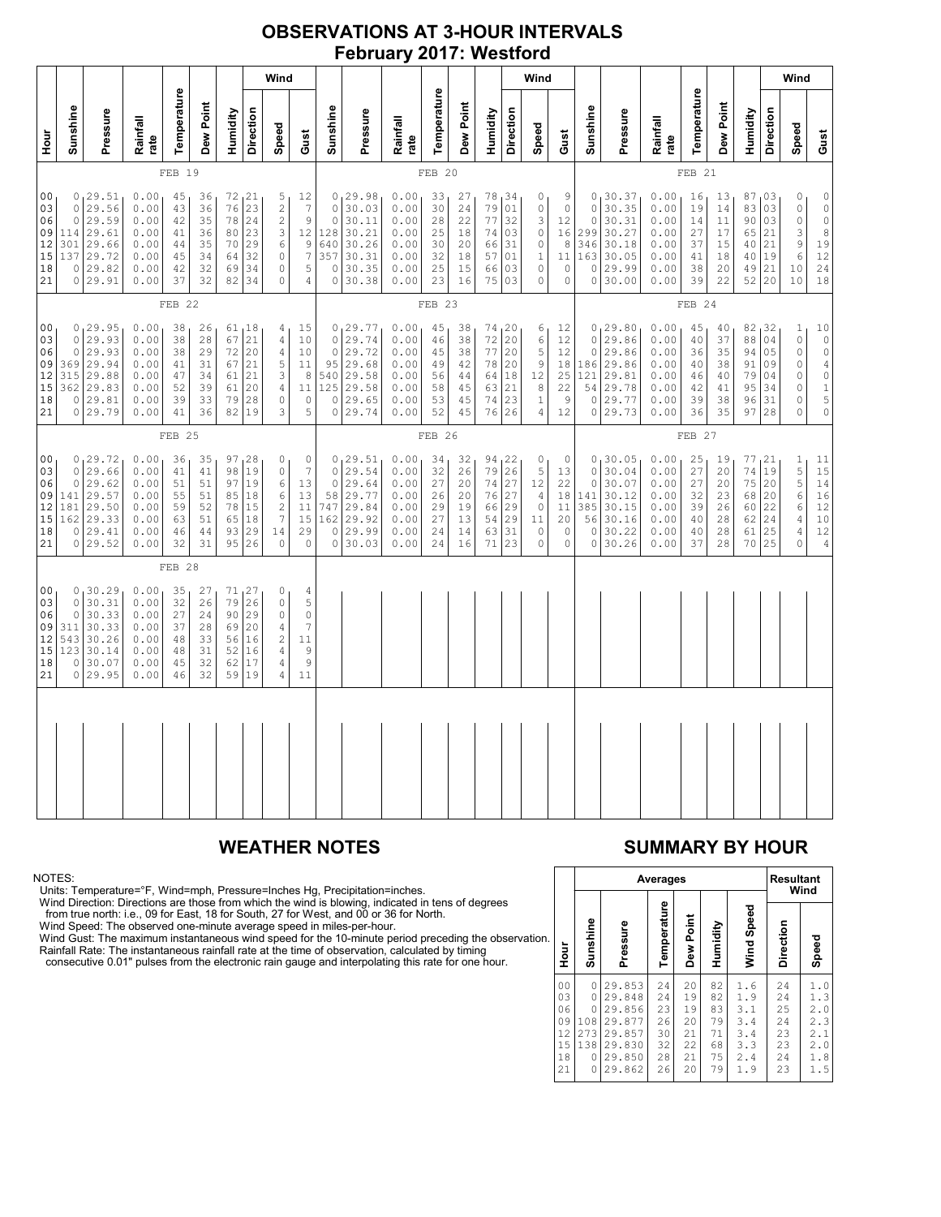# OBSERVATIONS AT 3-HOUR INTERVALS
## February 2017: Westford

### FEB 19

| Hour | Sunshine | Pressure | Rainfall rate | Temperature | Dew Point | Humidity | Wind Direction | Wind Speed | Wind Gust |
|---|---|---|---|---|---|---|---|---|---|
| 00 | 0 | 29.51 | 0.00 | 45 | 36 | 72 | 21 | 5 | 12 |
| 03 | 0 | 29.56 | 0.00 | 43 | 36 | 76 | 23 | 2 | 7 |
| 06 | 0 | 29.59 | 0.00 | 42 | 35 | 78 | 24 | 2 | 9 |
| 09 | 114 | 29.61 | 0.00 | 41 | 36 | 80 | 23 | 3 | 12 |
| 12 | 301 | 29.66 | 0.00 | 44 | 35 | 70 | 29 | 6 | 9 |
| 15 | 137 | 29.72 | 0.00 | 45 | 34 | 64 | 32 | 0 | 7 |
| 18 | 0 | 29.82 | 0.00 | 42 | 32 | 69 | 34 | 0 | 5 |
| 21 | 0 | 29.91 | 0.00 | 37 | 32 | 82 | 34 | 0 | 4 |

### FEB 20

| Hour | Sunshine | Pressure | Rainfall rate | Temperature | Dew Point | Humidity | Wind Direction | Wind Speed | Wind Gust |
|---|---|---|---|---|---|---|---|---|---|
| 00 | 0 | 29.98 | 0.00 | 33 | 27 | 78 | 34 | 0 | 9 |
| 03 | 0 | 30.03 | 0.00 | 30 | 24 | 79 | 01 | 0 | 0 |
| 06 | 0 | 30.11 | 0.00 | 28 | 22 | 77 | 32 | 3 | 12 |
| 09 | 128 | 30.21 | 0.00 | 25 | 18 | 74 | 03 | 0 | 16 |
| 12 | 640 | 30.26 | 0.00 | 30 | 20 | 66 | 31 | 0 | 8 |
| 15 | 357 | 30.31 | 0.00 | 32 | 18 | 57 | 01 | 1 | 11 |
| 18 | 0 | 30.35 | 0.00 | 25 | 15 | 66 | 03 | 0 | 0 |
| 21 | 0 | 30.38 | 0.00 | 23 | 16 | 75 | 03 | 0 | 0 |

### FEB 21

| Hour | Sunshine | Pressure | Rainfall rate | Temperature | Dew Point | Humidity | Wind Direction | Wind Speed | Wind Gust |
|---|---|---|---|---|---|---|---|---|---|
| 00 | 0 | 30.37 | 0.00 | 16 | 13 | 87 | 03 | 0 | 0 |
| 03 | 0 | 30.35 | 0.00 | 19 | 14 | 83 | 03 | 0 | 0 |
| 06 | 0 | 30.31 | 0.00 | 14 | 11 | 90 | 03 | 0 | 0 |
| 09 | 299 | 30.27 | 0.00 | 27 | 17 | 65 | 21 | 3 | 8 |
| 12 | 346 | 30.18 | 0.00 | 37 | 15 | 40 | 21 | 9 | 19 |
| 15 | 163 | 30.05 | 0.00 | 41 | 18 | 40 | 19 | 6 | 12 |
| 18 | 0 | 29.99 | 0.00 | 38 | 20 | 49 | 21 | 10 | 24 |
| 21 | 0 | 30.00 | 0.00 | 39 | 22 | 52 | 20 | 10 | 18 |

### FEB 22

| Hour | Sunshine | Pressure | Rainfall rate | Temperature | Dew Point | Humidity | Wind Direction | Wind Speed | Wind Gust |
|---|---|---|---|---|---|---|---|---|---|
| 00 | 0 | 29.95 | 0.00 | 38 | 26 | 61 | 18 | 4 | 15 |
| 03 | 0 | 29.93 | 0.00 | 38 | 28 | 67 | 21 | 4 | 10 |
| 06 | 0 | 29.93 | 0.00 | 38 | 29 | 72 | 20 | 4 | 10 |
| 09 | 369 | 29.94 | 0.00 | 41 | 31 | 67 | 21 | 5 | 11 |
| 12 | 315 | 29.88 | 0.00 | 47 | 34 | 61 | 21 | 3 | 8 |
| 15 | 362 | 29.83 | 0.00 | 52 | 39 | 61 | 20 | 4 | 11 |
| 18 | 0 | 29.81 | 0.00 | 39 | 33 | 79 | 28 | 0 | 0 |
| 21 | 0 | 29.79 | 0.00 | 41 | 36 | 82 | 19 | 3 | 5 |

### FEB 23

| Hour | Sunshine | Pressure | Rainfall rate | Temperature | Dew Point | Humidity | Wind Direction | Wind Speed | Wind Gust |
|---|---|---|---|---|---|---|---|---|---|
| 00 | 0 | 29.77 | 0.00 | 45 | 38 | 74 | 20 | 6 | 12 |
| 03 | 0 | 29.74 | 0.00 | 46 | 38 | 72 | 20 | 6 | 12 |
| 06 | 0 | 29.72 | 0.00 | 45 | 38 | 77 | 20 | 5 | 12 |
| 09 | 95 | 29.68 | 0.00 | 49 | 42 | 78 | 20 | 9 | 18 |
| 12 | 540 | 29.58 | 0.00 | 56 | 44 | 64 | 18 | 12 | 25 |
| 15 | 125 | 29.58 | 0.00 | 58 | 45 | 63 | 21 | 8 | 22 |
| 18 | 0 | 29.65 | 0.00 | 53 | 45 | 74 | 23 | 1 | 9 |
| 21 | 0 | 29.74 | 0.00 | 52 | 45 | 76 | 26 | 4 | 12 |

### FEB 24

| Hour | Sunshine | Pressure | Rainfall rate | Temperature | Dew Point | Humidity | Wind Direction | Wind Speed | Wind Gust |
|---|---|---|---|---|---|---|---|---|---|
| 00 | 0 | 29.80 | 0.00 | 45 | 40 | 82 | 32 | 1 | 10 |
| 03 | 0 | 29.86 | 0.00 | 40 | 37 | 88 | 04 | 0 | 0 |
| 06 | 0 | 29.86 | 0.00 | 36 | 35 | 94 | 05 | 0 | 0 |
| 09 | 186 | 29.86 | 0.00 | 40 | 38 | 91 | 09 | 0 | 4 |
| 12 | 121 | 29.81 | 0.00 | 46 | 40 | 79 | 04 | 0 | 0 |
| 15 | 54 | 29.78 | 0.00 | 42 | 41 | 95 | 34 | 0 | 1 |
| 18 | 0 | 29.77 | 0.00 | 39 | 38 | 96 | 31 | 0 | 5 |
| 21 | 0 | 29.73 | 0.00 | 36 | 35 | 97 | 28 | 0 | 0 |

### FEB 25

| Hour | Sunshine | Pressure | Rainfall rate | Temperature | Dew Point | Humidity | Wind Direction | Wind Speed | Wind Gust |
|---|---|---|---|---|---|---|---|---|---|
| 00 | 0 | 29.72 | 0.00 | 36 | 35 | 97 | 28 | 0 | 0 |
| 03 | 0 | 29.66 | 0.00 | 41 | 41 | 98 | 19 | 0 | 7 |
| 06 | 0 | 29.62 | 0.00 | 51 | 51 | 97 | 19 | 6 | 13 |
| 09 | 141 | 29.57 | 0.00 | 55 | 51 | 85 | 18 | 6 | 13 |
| 12 | 181 | 29.50 | 0.00 | 59 | 52 | 78 | 15 | 2 | 11 |
| 15 | 162 | 29.33 | 0.00 | 63 | 51 | 65 | 18 | 7 | 15 |
| 18 | 0 | 29.41 | 0.00 | 46 | 44 | 93 | 29 | 14 | 29 |
| 21 | 0 | 29.52 | 0.00 | 32 | 31 | 95 | 26 | 0 | 0 |

### FEB 26

| Hour | Sunshine | Pressure | Rainfall rate | Temperature | Dew Point | Humidity | Wind Direction | Wind Speed | Wind Gust |
|---|---|---|---|---|---|---|---|---|---|
| 00 | 0 | 29.51 | 0.00 | 34 | 32 | 94 | 22 | 0 | 0 |
| 03 | 0 | 29.54 | 0.00 | 32 | 26 | 79 | 26 | 5 | 13 |
| 06 | 0 | 29.64 | 0.00 | 27 | 20 | 74 | 27 | 12 | 22 |
| 09 | 58 | 29.77 | 0.00 | 26 | 20 | 76 | 27 | 4 | 18 |
| 12 | 747 | 29.84 | 0.00 | 29 | 19 | 66 | 29 | 0 | 11 |
| 15 | 162 | 29.92 | 0.00 | 27 | 13 | 54 | 29 | 11 | 20 |
| 18 | 0 | 29.99 | 0.00 | 24 | 14 | 63 | 31 | 0 | 0 |
| 21 | 0 | 30.03 | 0.00 | 24 | 16 | 71 | 23 | 0 | 0 |

### FEB 27

| Hour | Sunshine | Pressure | Rainfall rate | Temperature | Dew Point | Humidity | Wind Direction | Wind Speed | Wind Gust |
|---|---|---|---|---|---|---|---|---|---|
| 00 | 0 | 30.05 | 0.00 | 25 | 19 | 77 | 21 | 1 | 11 |
| 03 | 0 | 30.04 | 0.00 | 27 | 20 | 74 | 19 | 5 | 15 |
| 06 | 0 | 30.07 | 0.00 | 27 | 20 | 75 | 20 | 5 | 14 |
| 09 | 141 | 30.12 | 0.00 | 32 | 23 | 68 | 20 | 6 | 16 |
| 12 | 385 | 30.15 | 0.00 | 39 | 26 | 60 | 22 | 6 | 12 |
| 15 | 56 | 30.16 | 0.00 | 40 | 28 | 62 | 24 | 4 | 10 |
| 18 | 0 | 30.22 | 0.00 | 40 | 28 | 61 | 25 | 4 | 12 |
| 21 | 0 | 30.26 | 0.00 | 37 | 28 | 70 | 25 | 0 | 4 |

### FEB 28

| Hour | Sunshine | Pressure | Rainfall rate | Temperature | Dew Point | Humidity | Wind Direction | Wind Speed | Wind Gust |
|---|---|---|---|---|---|---|---|---|---|
| 00 | 0 | 30.29 | 0.00 | 35 | 27 | 71 | 27 | 0 | 4 |
| 03 | 0 | 30.31 | 0.00 | 32 | 26 | 79 | 26 | 0 | 5 |
| 06 | 0 | 30.33 | 0.00 | 27 | 24 | 90 | 29 | 0 | 0 |
| 09 | 311 | 30.33 | 0.00 | 37 | 28 | 69 | 20 | 4 | 7 |
| 12 | 543 | 30.26 | 0.00 | 48 | 33 | 56 | 16 | 2 | 11 |
| 15 | 123 | 30.14 | 0.00 | 48 | 31 | 52 | 16 | 4 | 9 |
| 18 | 0 | 30.07 | 0.00 | 45 | 32 | 62 | 17 | 4 | 9 |
| 21 | 0 | 29.95 | 0.00 | 46 | 32 | 59 | 19 | 4 | 11 |

## WEATHER NOTES

NOTES:
Units: Temperature=°F, Wind=mph, Pressure=Inches Hg, Precipitation=inches.
Wind Direction: Directions are those from which the wind is blowing, indicated in tens of degrees from true north: i.e., 09 for East, 18 for South, 27 for West, and 00 or 36 for North.
Wind Speed: The observed one-minute average speed in miles-per-hour.
Wind Gust: The maximum instantaneous wind speed for the 10-minute period preceding the observation.
Rainfall Rate: The instantaneous rainfall rate at the time of observation, calculated by timing consecutive 0.01" pulses from the electronic rain gauge and interpolating this rate for one hour.

## SUMMARY BY HOUR

| Hour | Averages | | | | | | Resultant Wind | |
|---|---|---|---|---|---|---|---|---|
| | Sunshine | Pressure | Temperature | Dew Point | Humidity | Wind Speed | Direction | Speed |
| 00 | 0 | 29.853 | 24 | 20 | 82 | 1.6 | 24 | 1.0 |
| 03 | 0 | 29.848 | 24 | 19 | 82 | 1.9 | 24 | 1.3 |
| 06 | 0 | 29.856 | 23 | 19 | 83 | 3.1 | 25 | 2.0 |
| 09 | 108 | 29.877 | 26 | 20 | 79 | 3.4 | 24 | 2.3 |
| 12 | 273 | 29.857 | 30 | 21 | 71 | 3.4 | 23 | 2.1 |
| 15 | 138 | 29.830 | 32 | 22 | 68 | 3.3 | 23 | 2.0 |
| 18 | 0 | 29.850 | 28 | 21 | 75 | 2.4 | 24 | 1.8 |
| 21 | 0 | 29.862 | 26 | 20 | 79 | 1.9 | 23 | 1.5 |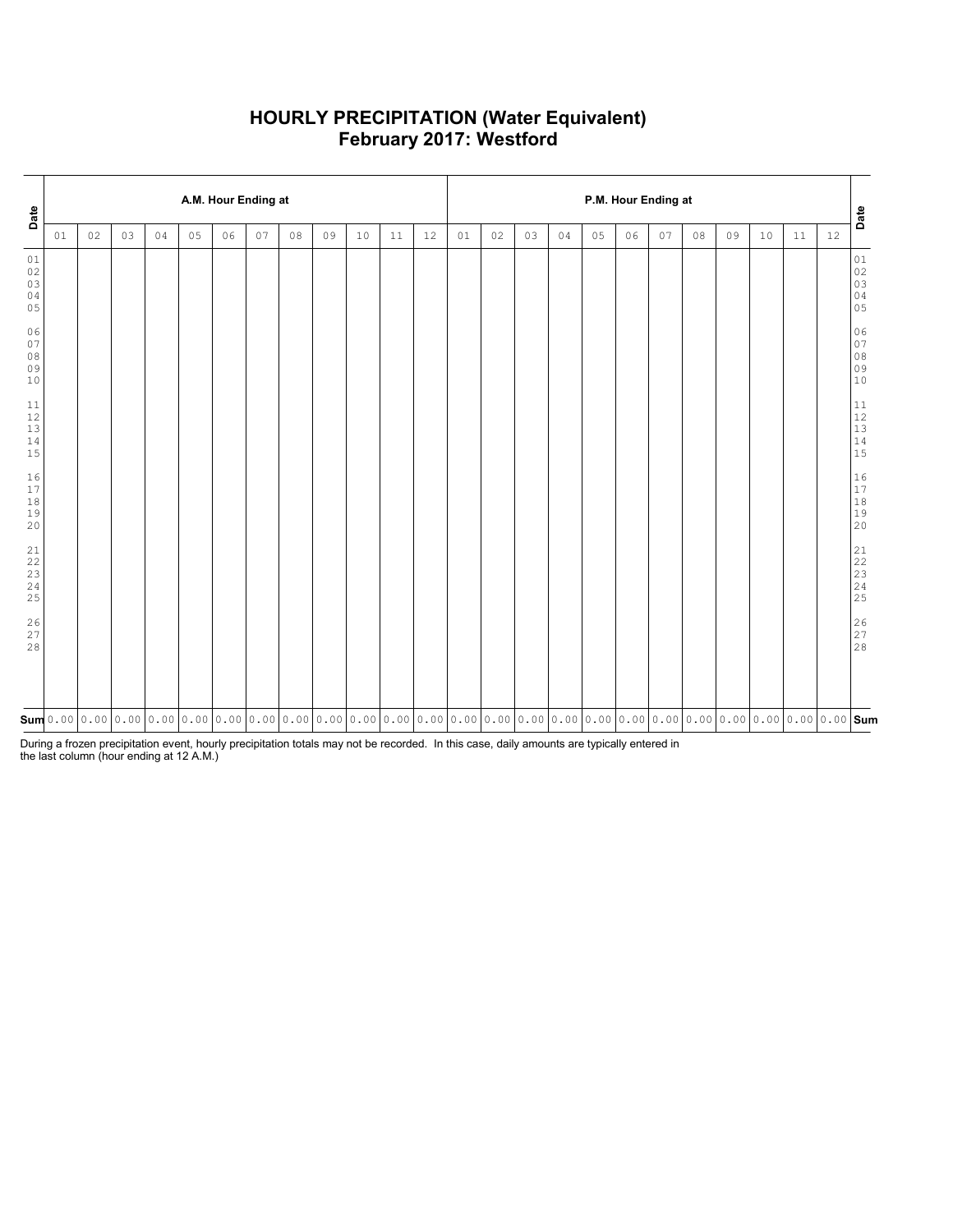# HOURLY PRECIPITATION (Water Equivalent)
## February 2017: Westford

| Date | A.M. Hour Ending at | | | | | | | | | | | | P.M. Hour Ending at | | | | | | | | | | | | Date |
|---|---|---|---|---|---|---|---|---|---|---|---|---|---|---|---|---|---|---|---|---|---|---|---|---|---|
| | 01 | 02 | 03 | 04 | 05 | 06 | 07 | 08 | 09 | 10 | 11 | 12 | 01 | 02 | 03 | 04 | 05 | 06 | 07 | 08 | 09 | 10 | 11 | 12 | |
| 01 | | | | | | | | | | | | | | | | | | | | | | | | | 01 |
| 02 | | | | | | | | | | | | | | | | | | | | | | | | | 02 |
| 03 | | | | | | | | | | | | | | | | | | | | | | | | | 03 |
| 04 | | | | | | | | | | | | | | | | | | | | | | | | | 04 |
| 05 | | | | | | | | | | | | | | | | | | | | | | | | | 05 |
| 06 | | | | | | | | | | | | | | | | | | | | | | | | | 06 |
| 07 | | | | | | | | | | | | | | | | | | | | | | | | | 07 |
| 08 | | | | | | | | | | | | | | | | | | | | | | | | | 08 |
| 09 | | | | | | | | | | | | | | | | | | | | | | | | | 09 |
| 10 | | | | | | | | | | | | | | | | | | | | | | | | | 10 |
| 11 | | | | | | | | | | | | | | | | | | | | | | | | | 11 |
| 12 | | | | | | | | | | | | | | | | | | | | | | | | | 12 |
| 13 | | | | | | | | | | | | | | | | | | | | | | | | | 13 |
| 14 | | | | | | | | | | | | | | | | | | | | | | | | | 14 |
| 15 | | | | | | | | | | | | | | | | | | | | | | | | | 15 |
| 16 | | | | | | | | | | | | | | | | | | | | | | | | | 16 |
| 17 | | | | | | | | | | | | | | | | | | | | | | | | | 17 |
| 18 | | | | | | | | | | | | | | | | | | | | | | | | | 18 |
| 19 | | | | | | | | | | | | | | | | | | | | | | | | | 19 |
| 20 | | | | | | | | | | | | | | | | | | | | | | | | | 20 |
| 21 | | | | | | | | | | | | | | | | | | | | | | | | | 21 |
| 22 | | | | | | | | | | | | | | | | | | | | | | | | | 22 |
| 23 | | | | | | | | | | | | | | | | | | | | | | | | | 23 |
| 24 | | | | | | | | | | | | | | | | | | | | | | | | | 24 |
| 25 | | | | | | | | | | | | | | | | | | | | | | | | | 25 |
| 26 | | | | | | | | | | | | | | | | | | | | | | | | | 26 |
| 27 | | | | | | | | | | | | | | | | | | | | | | | | | 27 |
| 28 | | | | | | | | | | | | | | | | | | | | | | | | | 28 |
| **Sum** | 0.00 | 0.00 | 0.00 | 0.00 | 0.00 | 0.00 | 0.00 | 0.00 | 0.00 | 0.00 | 0.00 | 0.00 | 0.00 | 0.00 | 0.00 | 0.00 | 0.00 | 0.00 | 0.00 | 0.00 | 0.00 | 0.00 | 0.00 | 0.00 | **Sum** |

During a frozen precipitation event, hourly precipitation totals may not be recorded. In this case, daily amounts are typically entered in the last column (hour ending at 12 A.M.)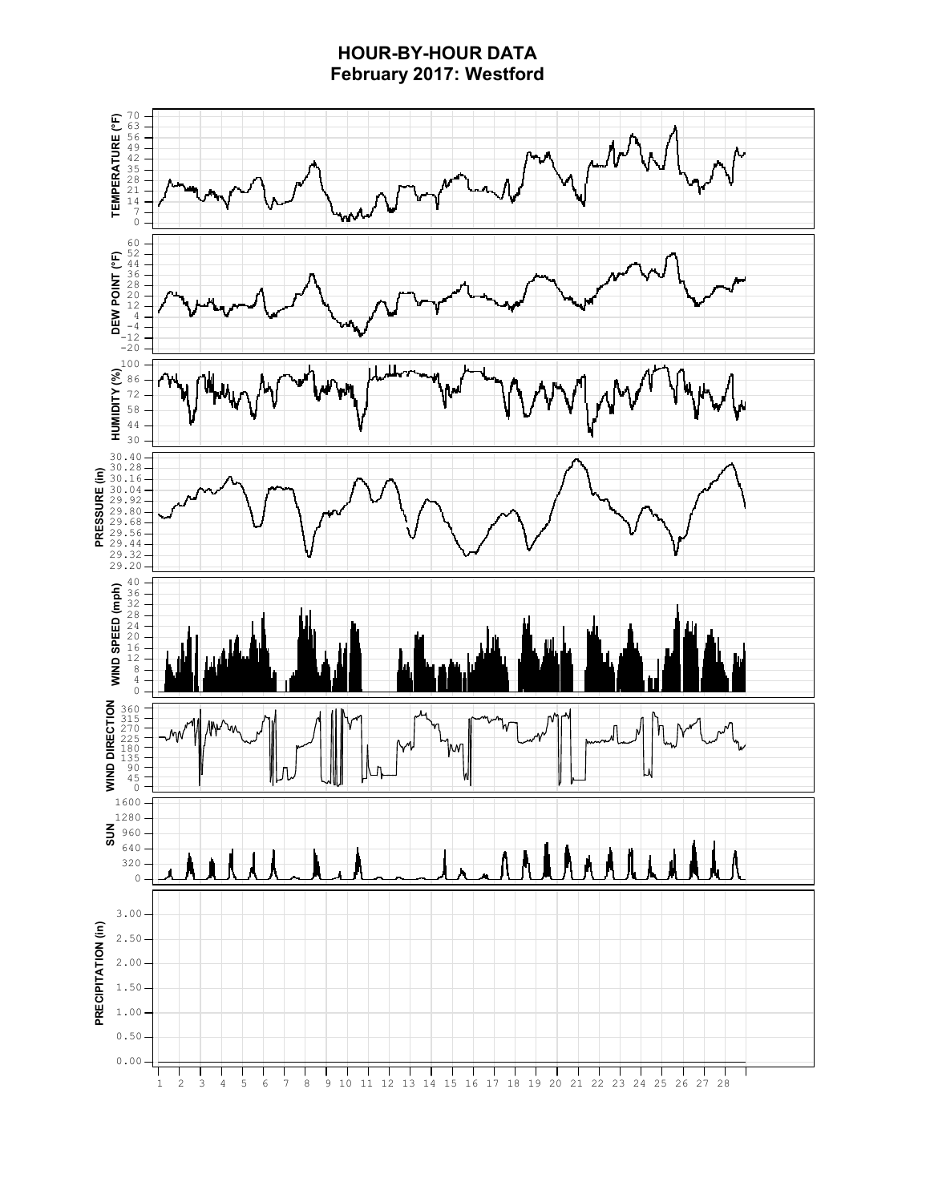# HOUR-BY-HOUR DATA
## February 2017: Westford

TEMPERATURE (°F): 0, 7, 14, 21, 28, 35, 42, 49, 56, 63, 70

DEW POINT (°F): −20, −12, −4, 4, 12, 20, 28, 36, 44, 52, 60

HUMIDITY (%): 30, 44, 58, 72, 86, 100

PRESSURE (in): 29.20, 29.32, 29.44, 29.56, 29.68, 29.80, 29.92, 30.04, 30.16, 30.28, 30.40

WIND SPEED (mph): 0, 4, 8, 12, 16, 20, 24, 28, 32, 36, 40

WIND DIRECTION: 0, 45, 90, 135, 180, 225, 270, 315, 360

SUN: 0, 320, 640, 960, 1280, 1600

PRECIPITATION (in): 0.00, 0.50, 1.00, 1.50, 2.00, 2.50, 3.00

1 2 3 4 5 6 7 8 9 10 11 12 13 14 15 16 17 18 19 20 21 22 23 24 25 26 27 28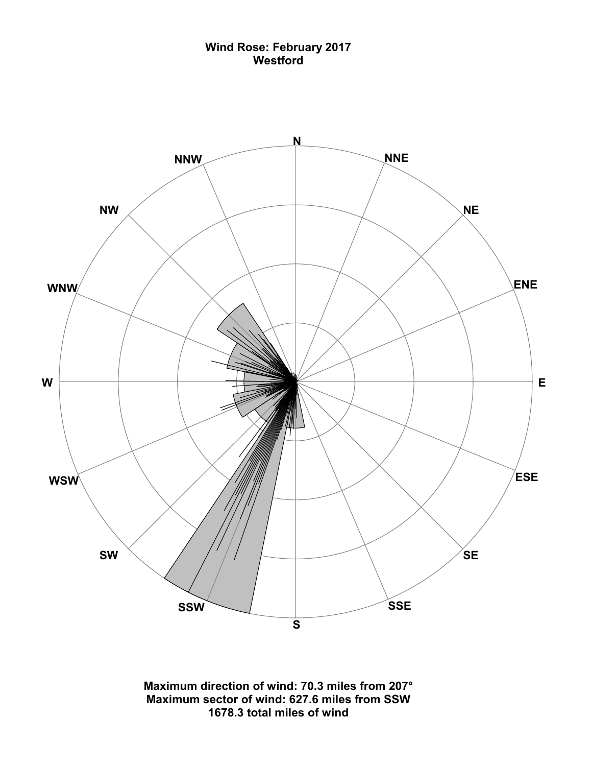Wind Rose: February 2017
Westford

N
NNE
NE
ENE
E
ESE
SE
SSE
S
SSW
SW
WSW
W
WNW
NW
NNW

Maximum direction of wind: 70.3 miles from 207°
Maximum sector of wind: 627.6 miles from SSW
1678.3 total miles of wind